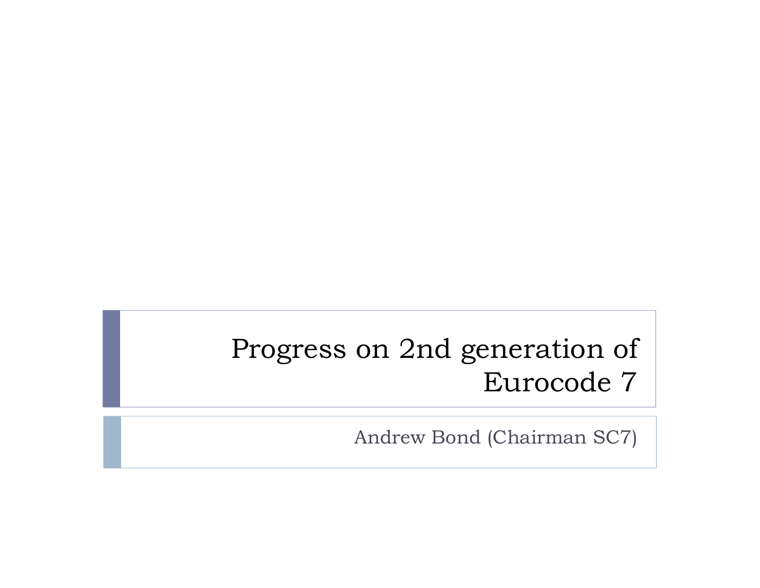# Progress on 2nd generation of Eurocode 7

Andrew Bond (Chairman SC7)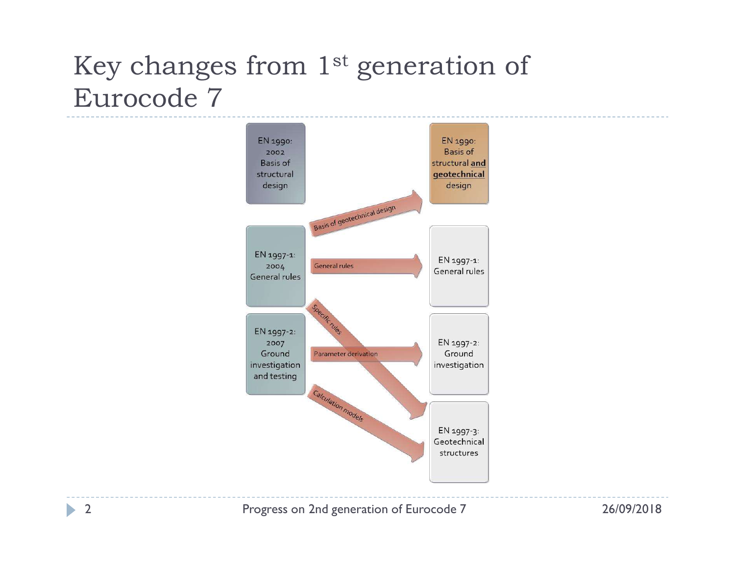# Key changes from 1st generation of Eurocode 7

EN 1990: 2002 Basis of structural design

EN 1997-1: 2004 General rules

EN 1997-2: 2007 Ground investigation and testing

Basis of geotechnical design

General rules

Specific rules

Parameter derivation

Calculation models

EN 1990: Basis of structural **and geotechnical** design

EN 1997-1: General rules

EN 1997-2: Ground investigation

EN 1997-3: Geotechnical structures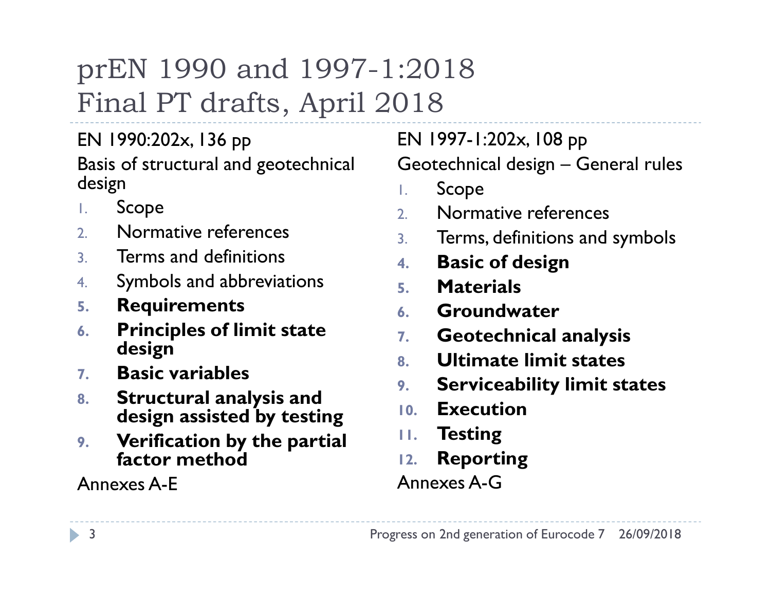# prEN 1990 and 1997-1:2018
# Final PT drafts, April 2018

EN 1990:202x, 136 pp

Basis of structural and geotechnical design

1. Scope
2. Normative references
3. Terms and definitions
4. Symbols and abbreviations
5. **Requirements**
6. **Principles of limit state design**
7. **Basic variables**
8. **Structural analysis and design assisted by testing**
9. **Verification by the partial factor method**

Annexes A-E

EN 1997-1:202x, 108 pp

Geotechnical design – General rules

1. Scope
2. Normative references
3. Terms, definitions and symbols
4. **Basic of design**
5. **Materials**
6. **Groundwater**
7. **Geotechnical analysis**
8. **Ultimate limit states**
9. **Serviceability limit states**
10. **Execution**
11. **Testing**
12. **Reporting**

Annexes A-G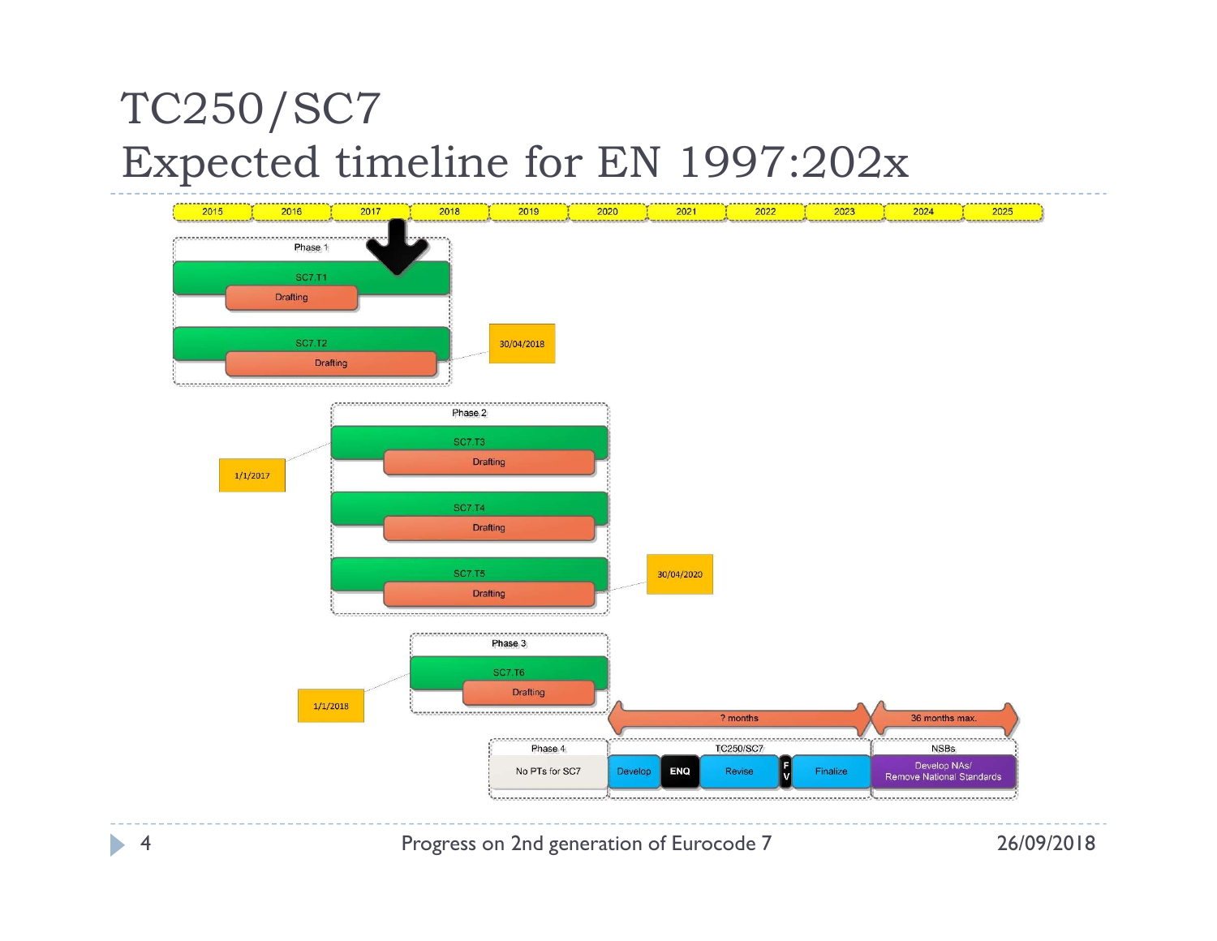# TC250/SC7
# Expected timeline for EN 1997:202x

2015 | 2016 | 2017 | 2018 | 2019 | 2020 | 2021 | 2022 | 2023 | 2024 | 2025

**Phase 1**
- SC7.T1 — Drafting
- SC7.T2 — Drafting
- 30/04/2018

**Phase 2**
- 1/1/2017
- SC7.T3 — Drafting
- SC7.T4 — Drafting
- SC7.T5 — Drafting
- 30/04/2020

**Phase 3**
- 1/1/2018
- SC7.T6 — Drafting

? months | 36 months max.

**Phase 4**
- No PTs for SC7

**TC250/SC7**
- Develop
- ENQ
- Revise
- FV
- Finalize

**NSBs**
- Develop NAs/ Remove National Standards

Progress on 2nd generation of Eurocode 7 — 26/09/2018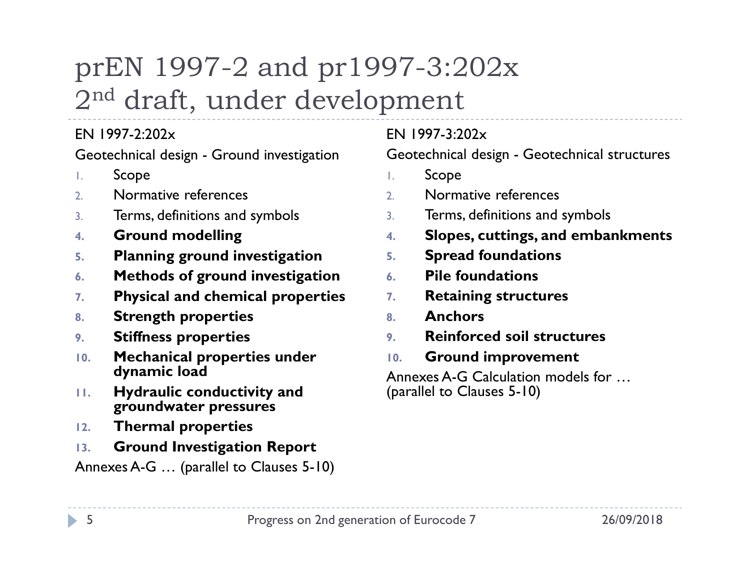# prEN 1997-2 and pr1997-3:202x
# 2nd draft, under development

EN 1997-2:202x

Geotechnical design - Ground investigation

1. Scope
2. Normative references
3. Terms, definitions and symbols
4. **Ground modelling**
5. **Planning ground investigation**
6. **Methods of ground investigation**
7. **Physical and chemical properties**
8. **Strength properties**
9. **Stiffness properties**
10. **Mechanical properties under dynamic load**
11. **Hydraulic conductivity and groundwater pressures**
12. **Thermal properties**
13. **Ground Investigation Report**

Annexes A-G … (parallel to Clauses 5-10)

EN 1997-3:202x

Geotechnical design - Geotechnical structures

1. Scope
2. Normative references
3. Terms, definitions and symbols
4. **Slopes, cuttings, and embankments**
5. **Spread foundations**
6. **Pile foundations**
7. **Retaining structures**
8. **Anchors**
9. **Reinforced soil structures**
10. **Ground improvement**

Annexes A-G Calculation models for … (parallel to Clauses 5-10)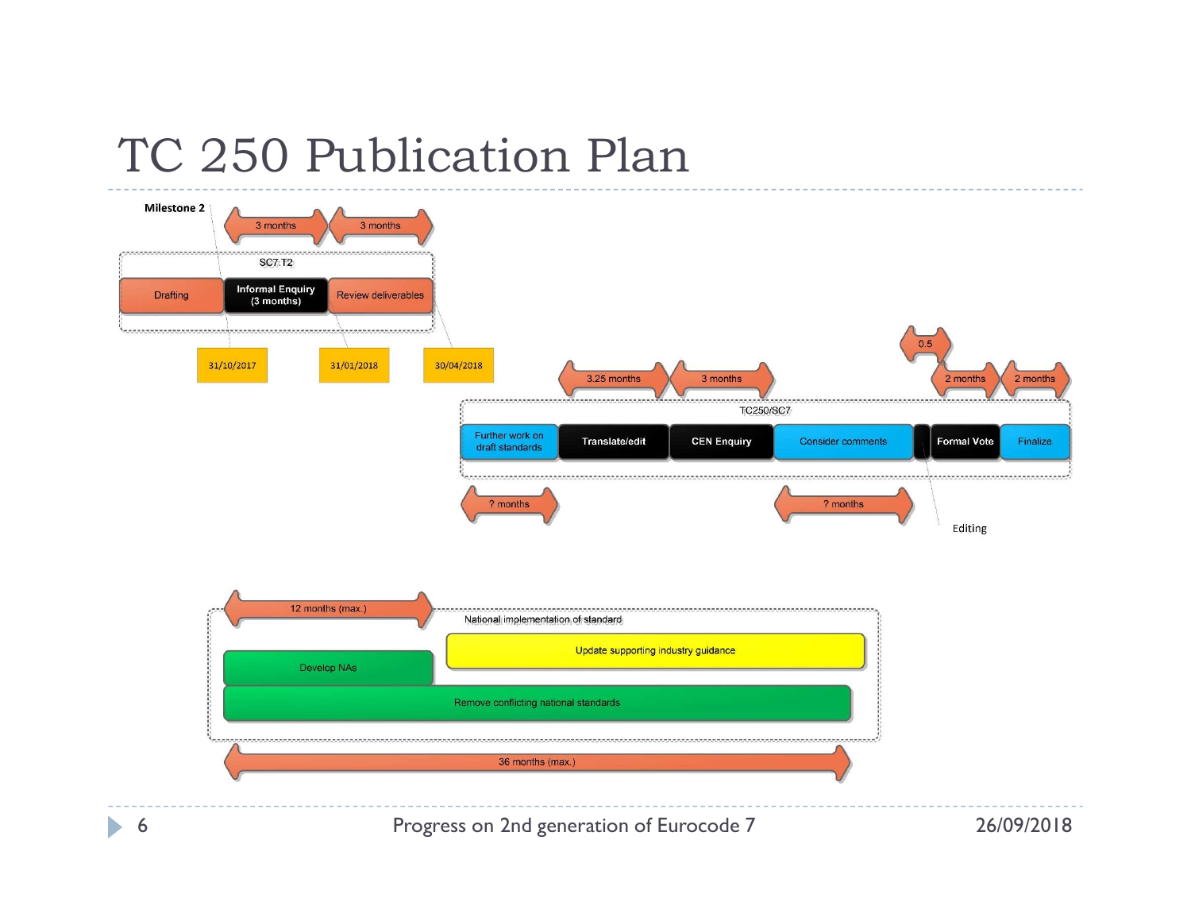# TC 250 Publication Plan

**Milestone 2**

3 months | 3 months

SC7.T2

Drafting | Informal Enquiry (3 months) | Review deliverables

31/10/2017 | 31/01/2018 | 30/04/2018

0.5

3.25 months | 3 months | 2 months | 2 months

TC250/SC7

Further work on draft standards | Translate/edit | CEN Enquiry | Consider comments | Formal Vote | Finalize

? months | ? months

Editing

12 months (max.)

National implementation of standard

Update supporting industry guidance

Develop NAs

Remove conflicting national standards

36 months (max.)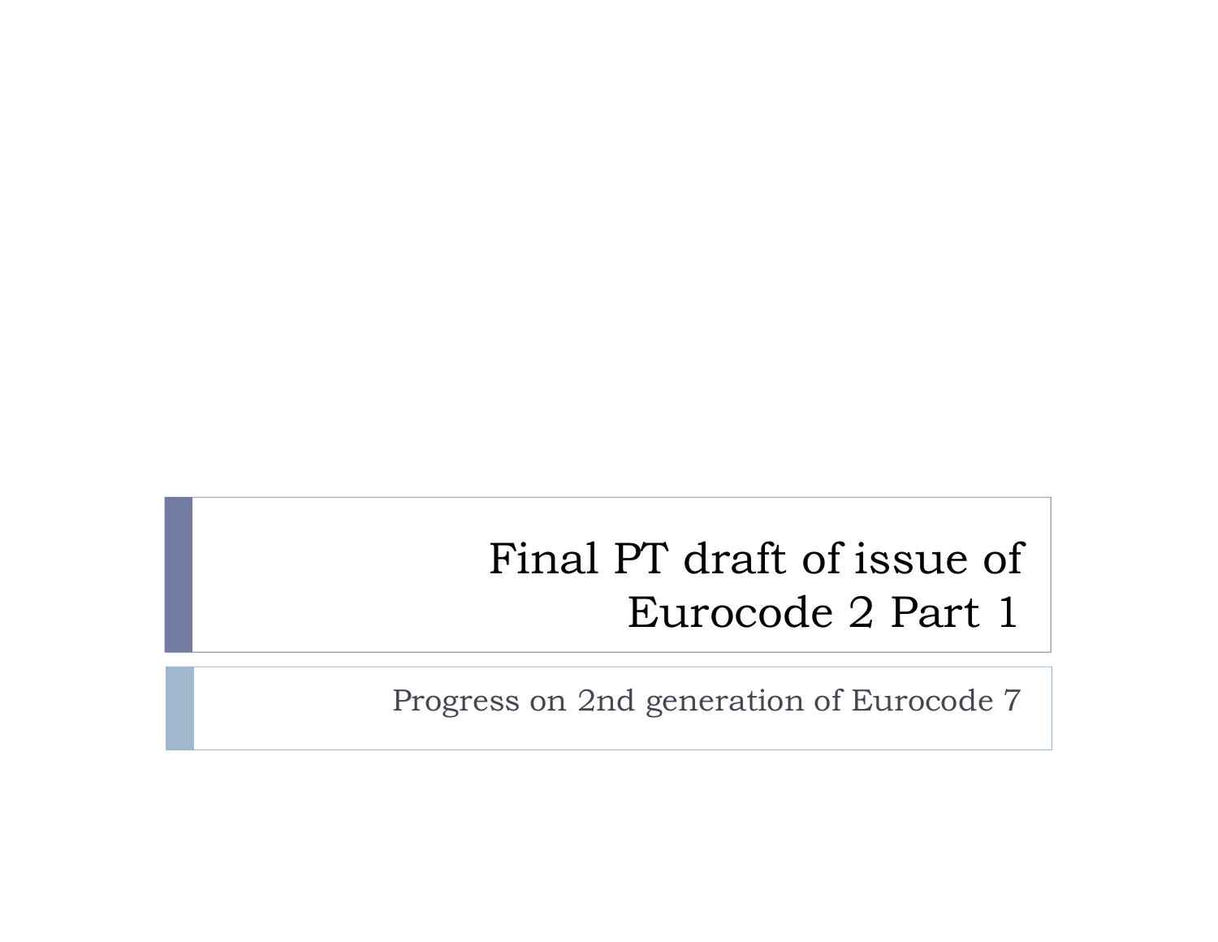# Final PT draft of issue of Eurocode 2 Part 1

Progress on 2nd generation of Eurocode 7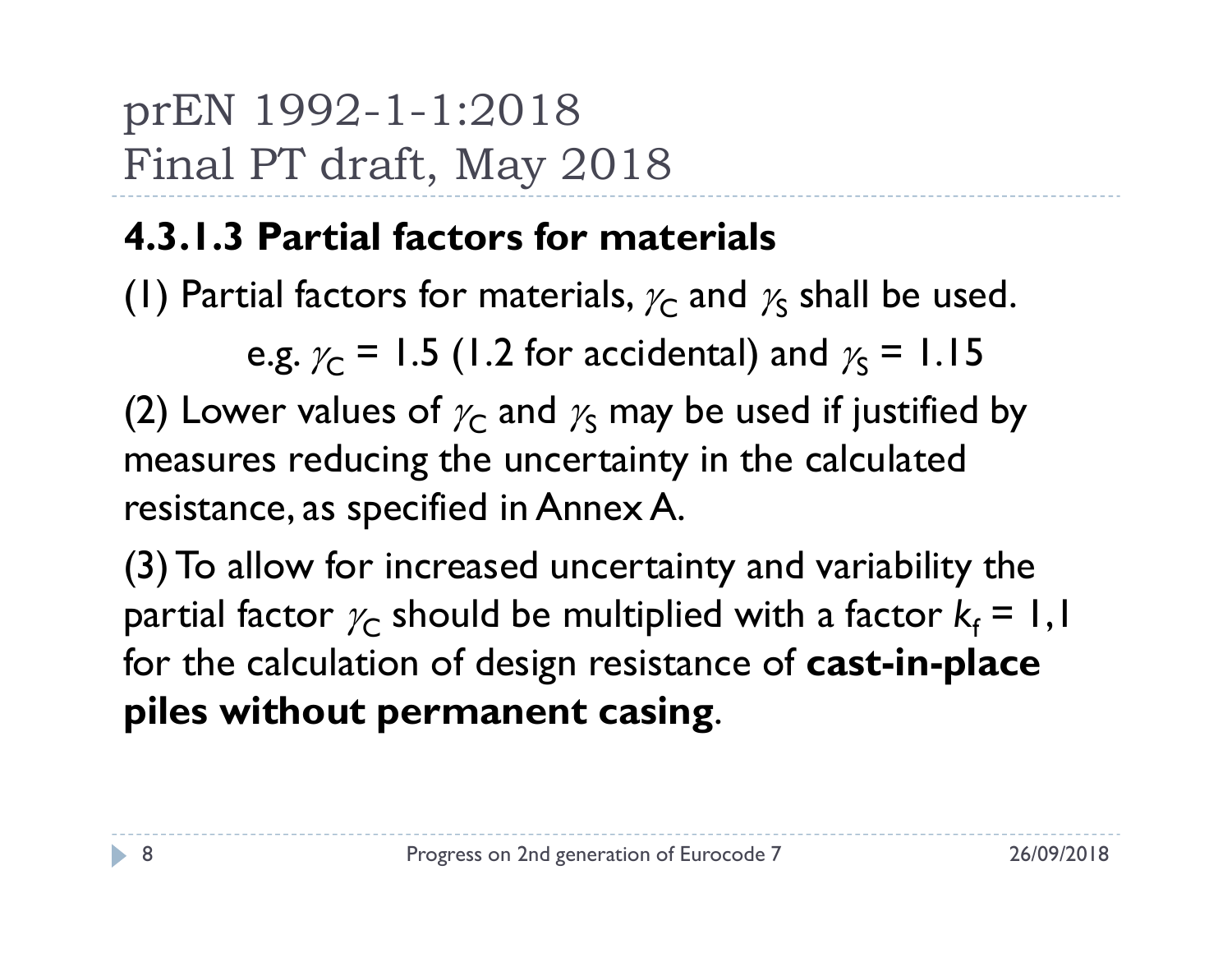# prEN 1992-1-1:2018
# Final PT draft, May 2018

## 4.3.1.3 Partial factors for materials

(1) Partial factors for materials, $\gamma_C$ and $\gamma_S$ shall be used.

e.g. $\gamma_C$ = 1.5 (1.2 for accidental) and $\gamma_S$ = 1.15

(2) Lower values of $\gamma_C$ and $\gamma_S$ may be used if justified by measures reducing the uncertainty in the calculated resistance, as specified in Annex A.

(3) To allow for increased uncertainty and variability the partial factor $\gamma_C$ should be multiplied with a factor $k_f$ = 1,1 for the calculation of design resistance of **cast-in-place piles without permanent casing**.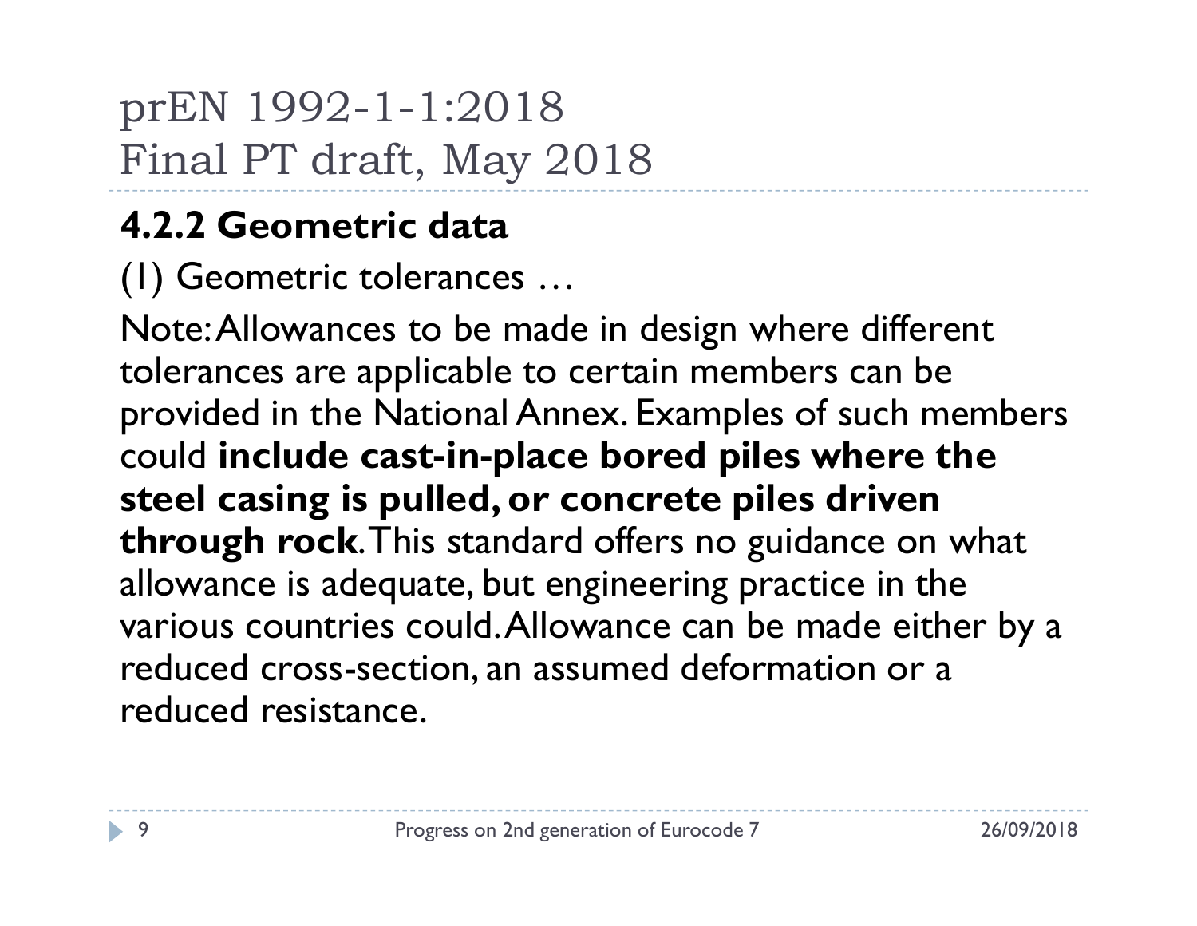# prEN 1992-1-1:2018
# Final PT draft, May 2018

## 4.2.2 Geometric data

(1) Geometric tolerances …

Note: Allowances to be made in design where different tolerances are applicable to certain members can be provided in the National Annex. Examples of such members could **include cast-in-place bored piles where the steel casing is pulled, or concrete piles driven through rock**. This standard offers no guidance on what allowance is adequate, but engineering practice in the various countries could. Allowance can be made either by a reduced cross-section, an assumed deformation or a reduced resistance.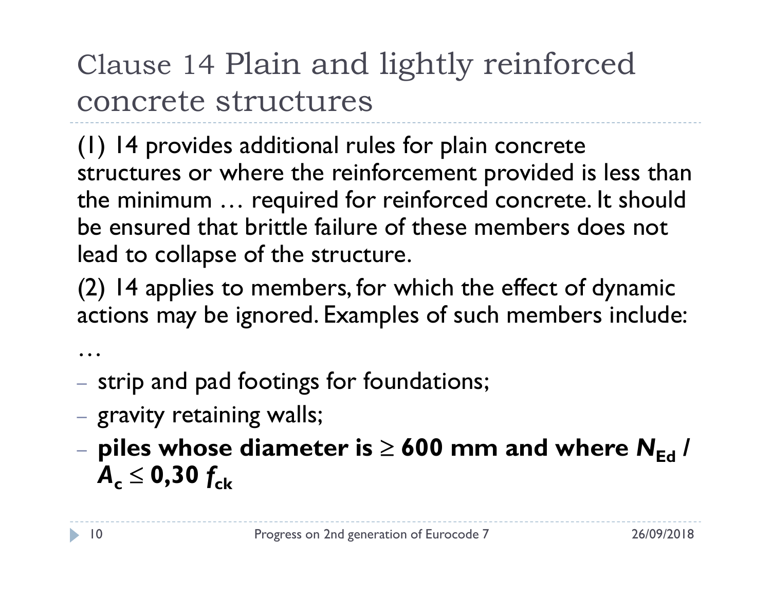# Clause 14 Plain and lightly reinforced concrete structures

(1) 14 provides additional rules for plain concrete structures or where the reinforcement provided is less than the minimum … required for reinforced concrete. It should be ensured that brittle failure of these members does not lead to collapse of the structure.

(2) 14 applies to members, for which the effect of dynamic actions may be ignored. Examples of such members include:

…

- strip and pad footings for foundations;
- gravity retaining walls;
- **piles whose diameter is ≥ 600 mm and where $N_{Ed}$ / $A_c \leq 0{,}30\ f_{ck}$**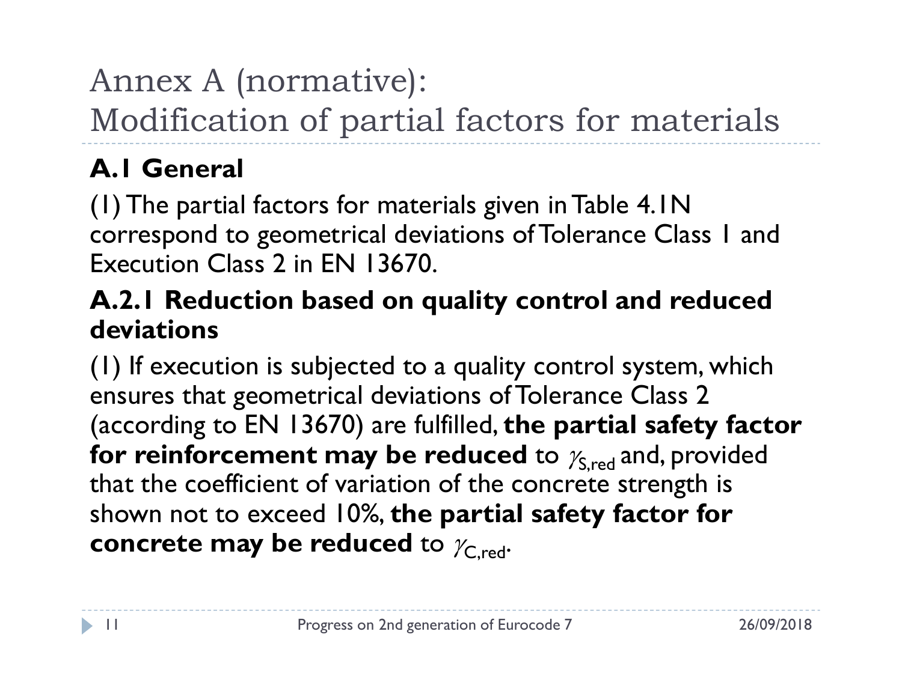# Annex A (normative): Modification of partial factors for materials

## A.1 General

(1) The partial factors for materials given in Table 4.1N correspond to geometrical deviations of Tolerance Class 1 and Execution Class 2 in EN 13670.

## A.2.1 Reduction based on quality control and reduced deviations

(1) If execution is subjected to a quality control system, which ensures that geometrical deviations of Tolerance Class 2 (according to EN 13670) are fulfilled, **the partial safety factor for reinforcement may be reduced** to $\gamma_{S,red}$ and, provided that the coefficient of variation of the concrete strength is shown not to exceed 10%, **the partial safety factor for concrete may be reduced** to $\gamma_{C,red}$.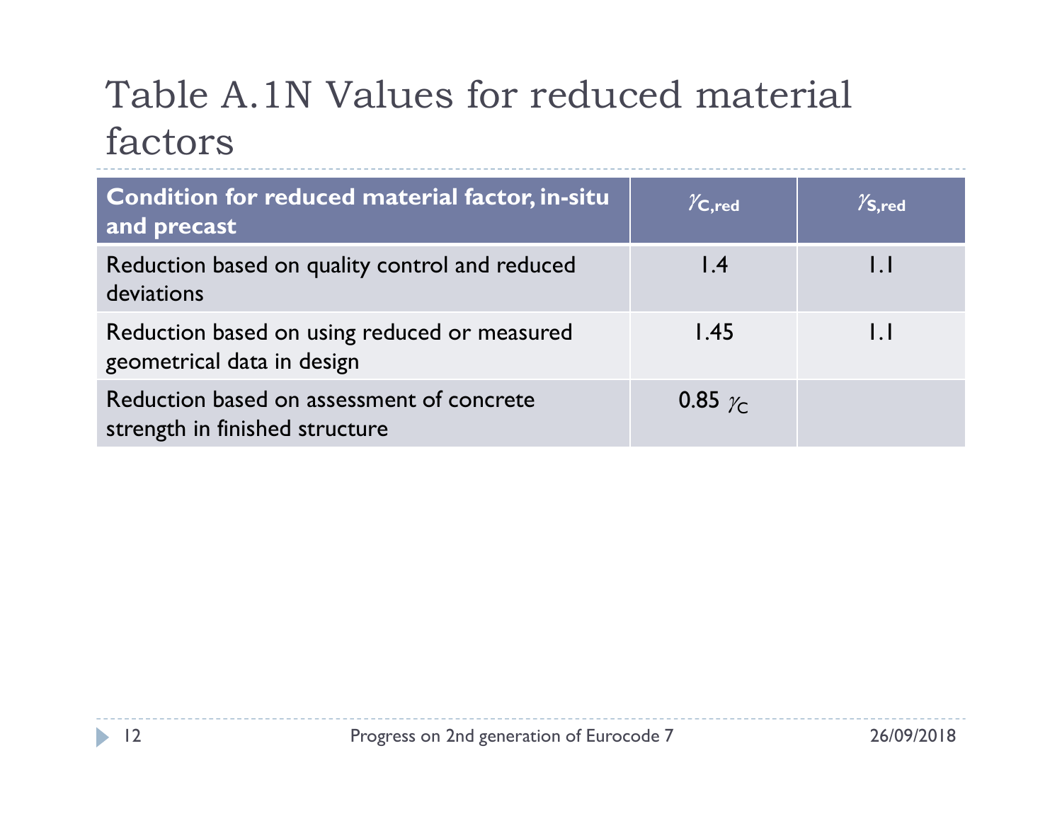# Table A.1N Values for reduced material factors

| Condition for reduced material factor, in-situ and precast | $\gamma_{C,red}$ | $\gamma_{S,red}$ |
|---|---|---|
| Reduction based on quality control and reduced deviations | 1.4 | 1.1 |
| Reduction based on using reduced or measured geometrical data in design | 1.45 | 1.1 |
| Reduction based on assessment of concrete strength in finished structure | 0.85 $\gamma_C$ | |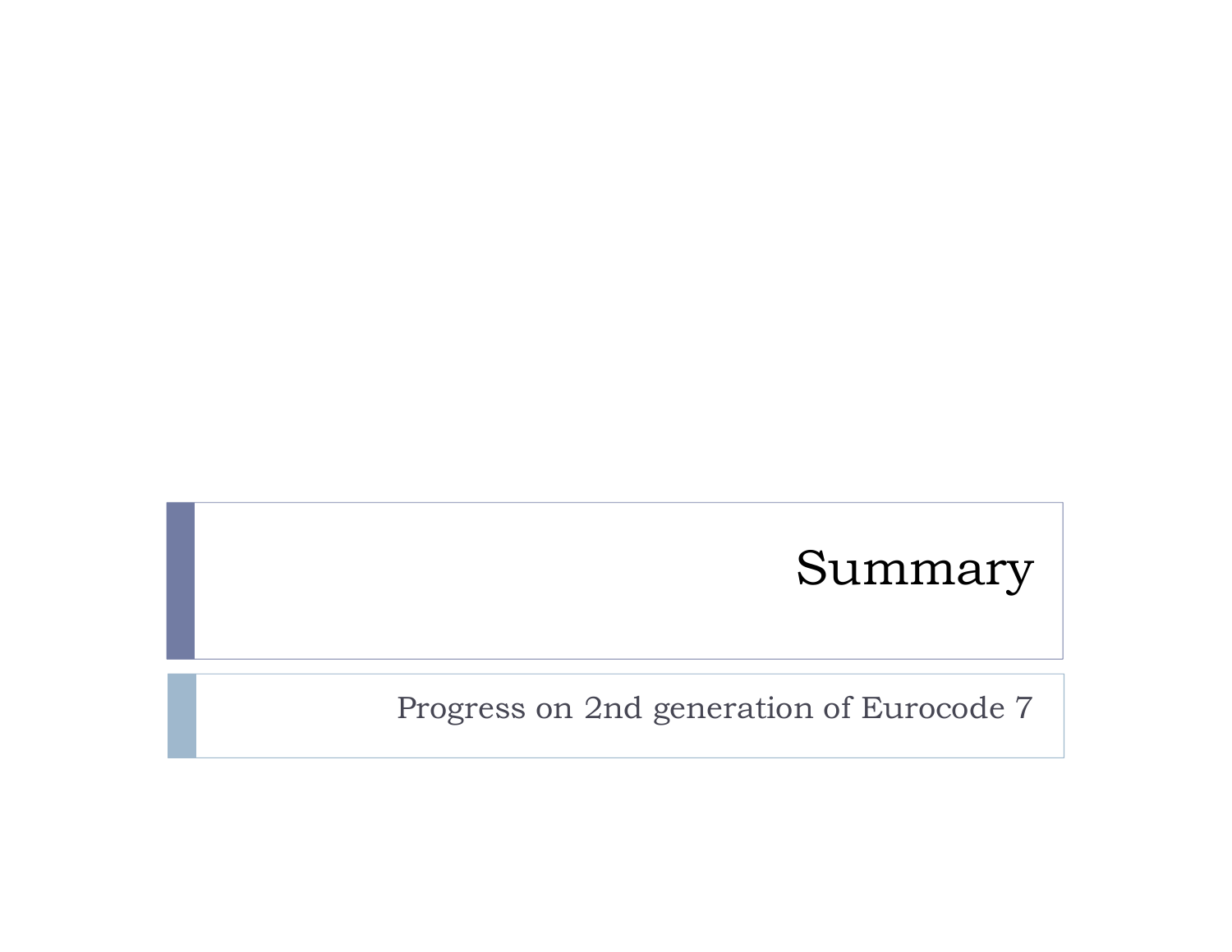# Summary

Progress on 2nd generation of Eurocode 7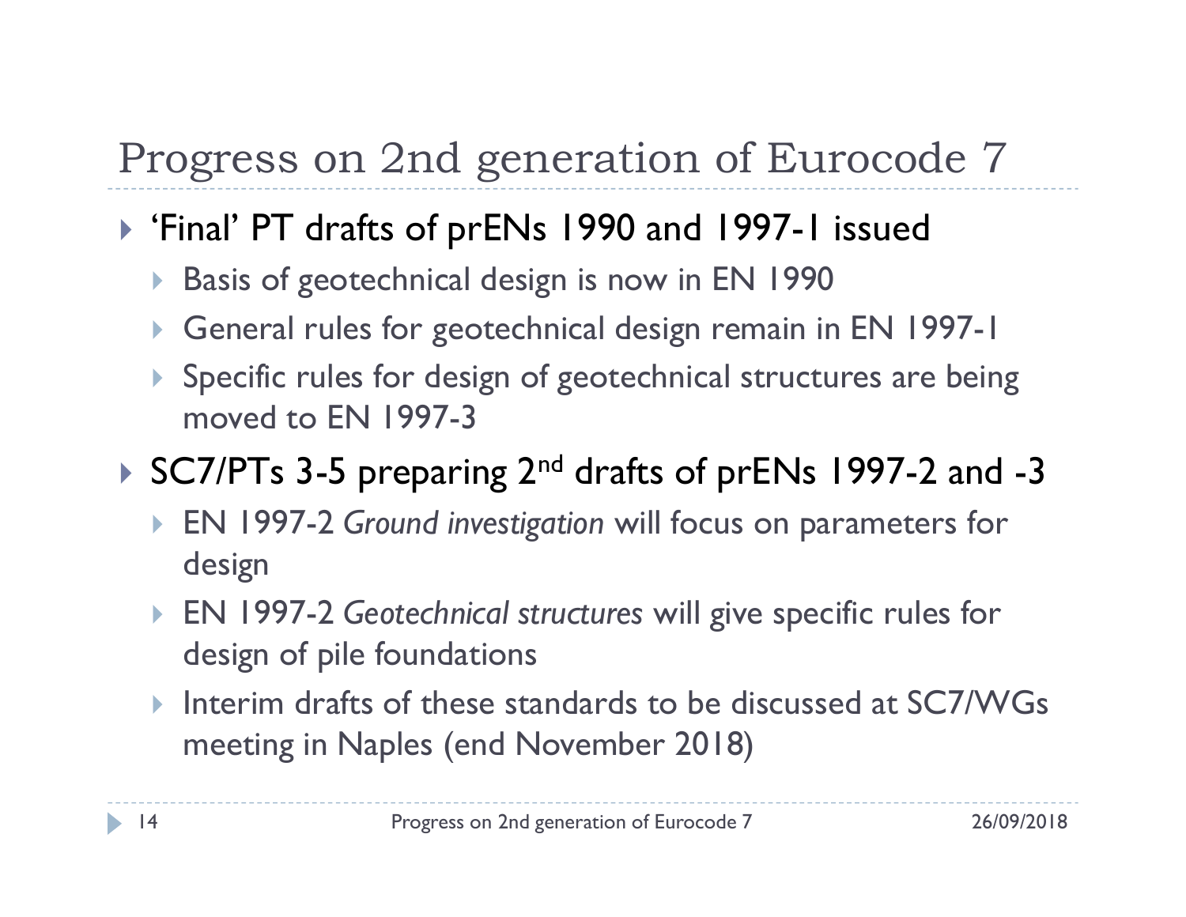# Progress on 2nd generation of Eurocode 7

- 'Final' PT drafts of prENs 1990 and 1997-1 issued
  - Basis of geotechnical design is now in EN 1990
  - General rules for geotechnical design remain in EN 1997-1
  - Specific rules for design of geotechnical structures are being moved to EN 1997-3
- SC7/PTs 3-5 preparing 2nd drafts of prENs 1997-2 and -3
  - EN 1997-2 *Ground investigation* will focus on parameters for design
  - EN 1997-2 *Geotechnical structures* will give specific rules for design of pile foundations
  - Interim drafts of these standards to be discussed at SC7/WGs meeting in Naples (end November 2018)